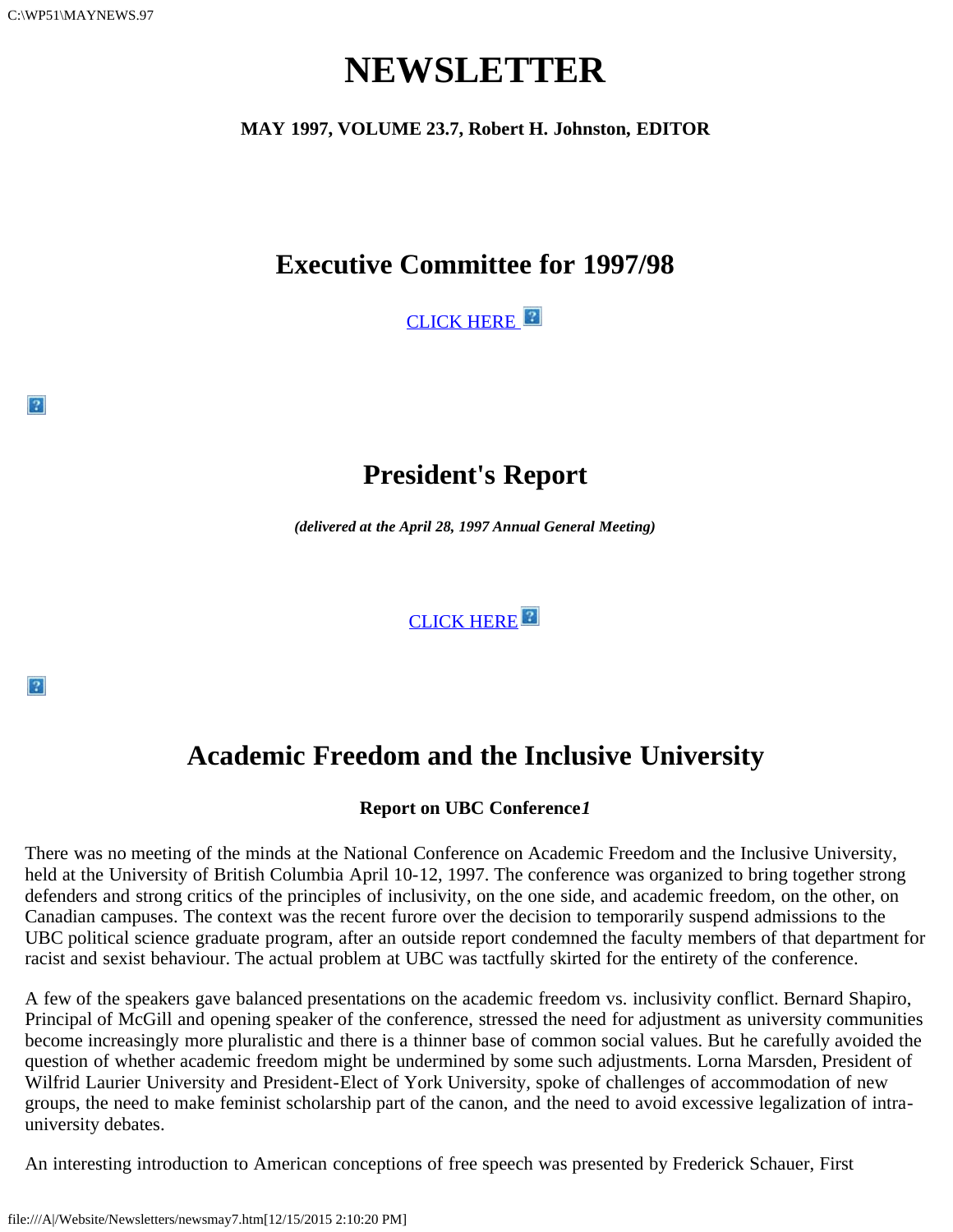# NEWSLETTER

**MAY 1997, VOLUME 23.7, Robert H. Johnston, EDITOR**

## Executive Committee for 1997/98

CLICK HERE

## President's Report

***(delivered at the April 28, 1997 Annual General Meeting)***

CLICK HERE

## Academic Freedom and the Inclusive University

**Report on UBC Conference*1***

There was no meeting of the minds at the National Conference on Academic Freedom and the Inclusive University, held at the University of British Columbia April 10-12, 1997. The conference was organized to bring together strong defenders and strong critics of the principles of inclusivity, on the one side, and academic freedom, on the other, on Canadian campuses. The context was the recent furore over the decision to temporarily suspend admissions to the UBC political science graduate program, after an outside report condemned the faculty members of that department for racist and sexist behaviour. The actual problem at UBC was tactfully skirted for the entirety of the conference.

A few of the speakers gave balanced presentations on the academic freedom vs. inclusivity conflict. Bernard Shapiro, Principal of McGill and opening speaker of the conference, stressed the need for adjustment as university communities become increasingly more pluralistic and there is a thinner base of common social values. But he carefully avoided the question of whether academic freedom might be undermined by some such adjustments. Lorna Marsden, President of Wilfrid Laurier University and President-Elect of York University, spoke of challenges of accommodation of new groups, the need to make feminist scholarship part of the canon, and the need to avoid excessive legalization of intra-university debates.

An interesting introduction to American conceptions of free speech was presented by Frederick Schauer, First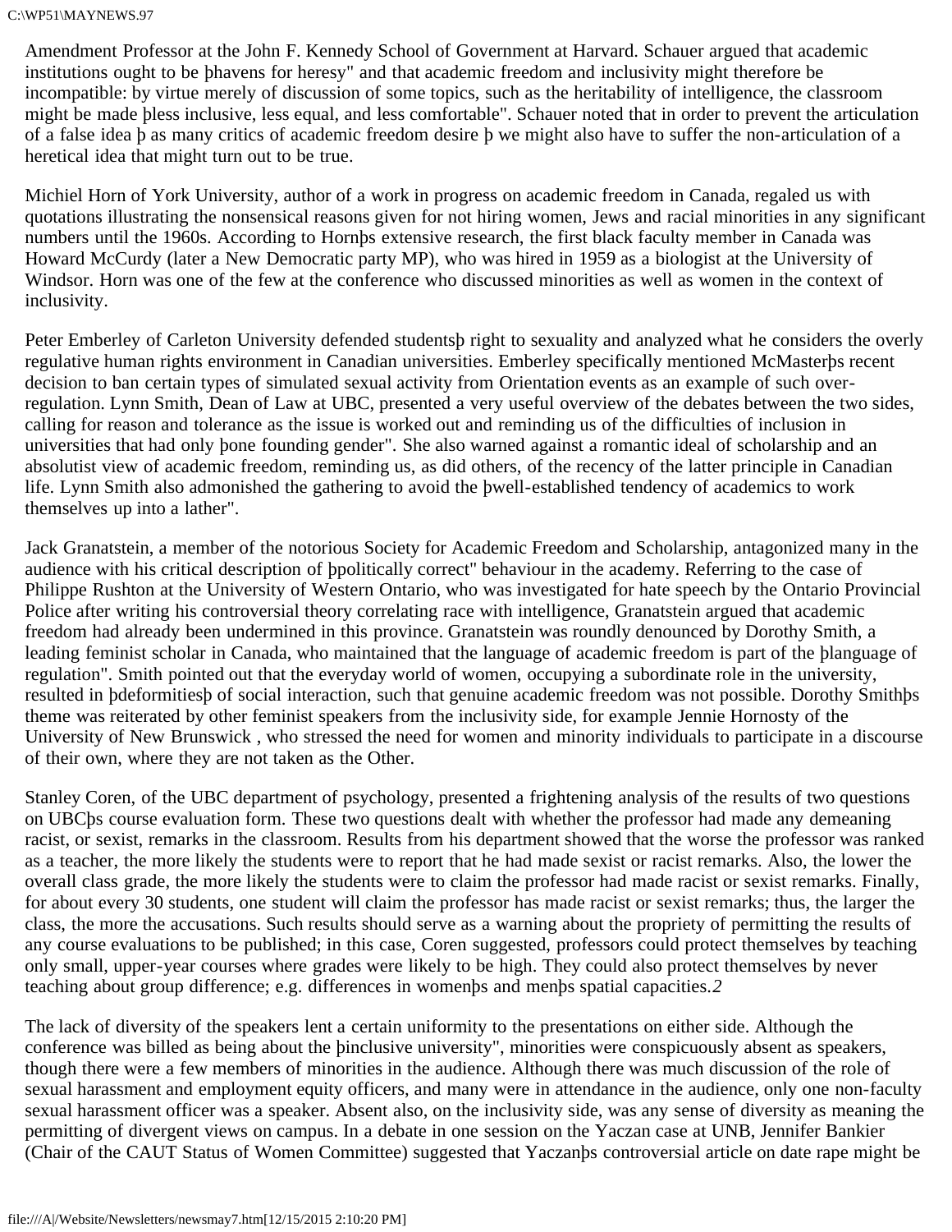Amendment Professor at the John F. Kennedy School of Government at Harvard. Schauer argued that academic institutions ought to be þhavens for heresy" and that academic freedom and inclusivity might therefore be incompatible: by virtue merely of discussion of some topics, such as the heritability of intelligence, the classroom might be made þless inclusive, less equal, and less comfortable". Schauer noted that in order to prevent the articulation of a false idea þ as many critics of academic freedom desire þ we might also have to suffer the non-articulation of a heretical idea that might turn out to be true.

Michiel Horn of York University, author of a work in progress on academic freedom in Canada, regaled us with quotations illustrating the nonsensical reasons given for not hiring women, Jews and racial minorities in any significant numbers until the 1960s. According to Hornþs extensive research, the first black faculty member in Canada was Howard McCurdy (later a New Democratic party MP), who was hired in 1959 as a biologist at the University of Windsor. Horn was one of the few at the conference who discussed minorities as well as women in the context of inclusivity.

Peter Emberley of Carleton University defended studentsþ right to sexuality and analyzed what he considers the overly regulative human rights environment in Canadian universities. Emberley specifically mentioned McMasterþs recent decision to ban certain types of simulated sexual activity from Orientation events as an example of such over-regulation. Lynn Smith, Dean of Law at UBC, presented a very useful overview of the debates between the two sides, calling for reason and tolerance as the issue is worked out and reminding us of the difficulties of inclusion in universities that had only þone founding gender". She also warned against a romantic ideal of scholarship and an absolutist view of academic freedom, reminding us, as did others, of the recency of the latter principle in Canadian life. Lynn Smith also admonished the gathering to avoid the þwell-established tendency of academics to work themselves up into a lather".

Jack Granatstein, a member of the notorious Society for Academic Freedom and Scholarship, antagonized many in the audience with his critical description of þpolitically correct" behaviour in the academy. Referring to the case of Philippe Rushton at the University of Western Ontario, who was investigated for hate speech by the Ontario Provincial Police after writing his controversial theory correlating race with intelligence, Granatstein argued that academic freedom had already been undermined in this province. Granatstein was roundly denounced by Dorothy Smith, a leading feminist scholar in Canada, who maintained that the language of academic freedom is part of the þlanguage of regulation". Smith pointed out that the everyday world of women, occupying a subordinate role in the university, resulted in þdeformitiesþ of social interaction, such that genuine academic freedom was not possible. Dorothy Smithþs theme was reiterated by other feminist speakers from the inclusivity side, for example Jennie Hornosty of the University of New Brunswick , who stressed the need for women and minority individuals to participate in a discourse of their own, where they are not taken as the Other.

Stanley Coren, of the UBC department of psychology, presented a frightening analysis of the results of two questions on UBCþs course evaluation form. These two questions dealt with whether the professor had made any demeaning racist, or sexist, remarks in the classroom. Results from his department showed that the worse the professor was ranked as a teacher, the more likely the students were to report that he had made sexist or racist remarks. Also, the lower the overall class grade, the more likely the students were to claim the professor had made racist or sexist remarks. Finally, for about every 30 students, one student will claim the professor has made racist or sexist remarks; thus, the larger the class, the more the accusations. Such results should serve as a warning about the propriety of permitting the results of any course evaluations to be published; in this case, Coren suggested, professors could protect themselves by teaching only small, upper-year courses where grades were likely to be high. They could also protect themselves by never teaching about group difference; e.g. differences in womenþs and menþs spatial capacities.*2*

The lack of diversity of the speakers lent a certain uniformity to the presentations on either side. Although the conference was billed as being about the þinclusive university", minorities were conspicuously absent as speakers, though there were a few members of minorities in the audience. Although there was much discussion of the role of sexual harassment and employment equity officers, and many were in attendance in the audience, only one non-faculty sexual harassment officer was a speaker. Absent also, on the inclusivity side, was any sense of diversity as meaning the permitting of divergent views on campus. In a debate in one session on the Yaczan case at UNB, Jennifer Bankier (Chair of the CAUT Status of Women Committee) suggested that Yaczanþs controversial article on date rape might be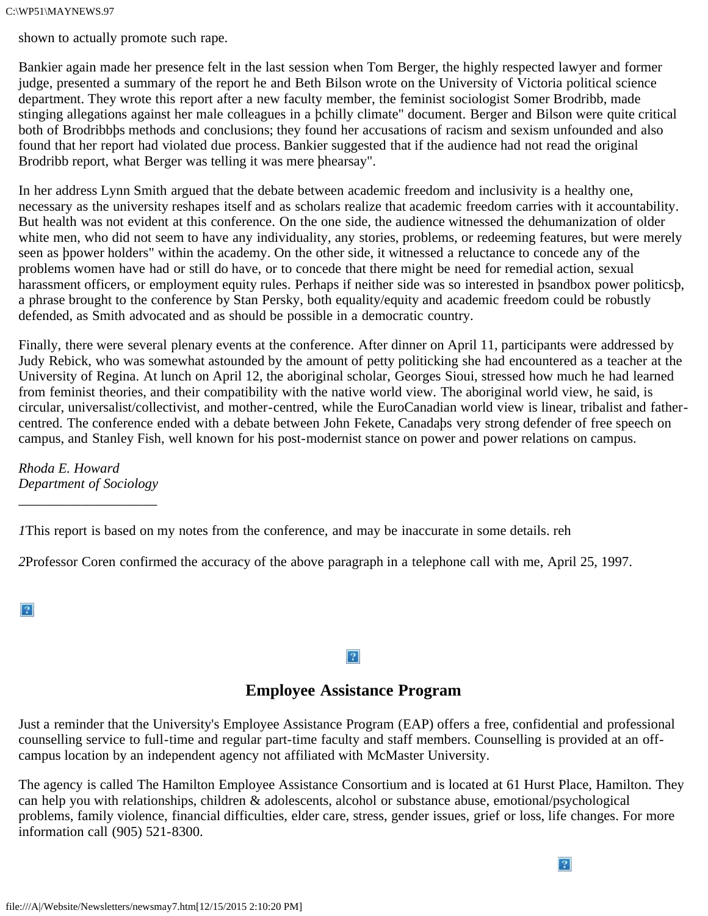shown to actually promote such rape.

Bankier again made her presence felt in the last session when Tom Berger, the highly respected lawyer and former judge, presented a summary of the report he and Beth Bilson wrote on the University of Victoria political science department. They wrote this report after a new faculty member, the feminist sociologist Somer Brodribb, made stinging allegations against her male colleagues in a þchilly climate" document. Berger and Bilson were quite critical both of Brodribbþs methods and conclusions; they found her accusations of racism and sexism unfounded and also found that her report had violated due process. Bankier suggested that if the audience had not read the original Brodribb report, what Berger was telling it was mere þhearsay".

In her address Lynn Smith argued that the debate between academic freedom and inclusivity is a healthy one, necessary as the university reshapes itself and as scholars realize that academic freedom carries with it accountability. But health was not evident at this conference. On the one side, the audience witnessed the dehumanization of older white men, who did not seem to have any individuality, any stories, problems, or redeeming features, but were merely seen as þpower holders" within the academy. On the other side, it witnessed a reluctance to concede any of the problems women have had or still do have, or to concede that there might be need for remedial action, sexual harassment officers, or employment equity rules. Perhaps if neither side was so interested in þsandbox power politicsþ, a phrase brought to the conference by Stan Persky, both equality/equity and academic freedom could be robustly defended, as Smith advocated and as should be possible in a democratic country.

Finally, there were several plenary events at the conference. After dinner on April 11, participants were addressed by Judy Rebick, who was somewhat astounded by the amount of petty politicking she had encountered as a teacher at the University of Regina. At lunch on April 12, the aboriginal scholar, Georges Sioui, stressed how much he had learned from feminist theories, and their compatibility with the native world view. The aboriginal world view, he said, is circular, universalist/collectivist, and mother-centred, while the EuroCanadian world view is linear, tribalist and father-centred. The conference ended with a debate between John Fekete, Canadaþs very strong defender of free speech on campus, and Stanley Fish, well known for his post-modernist stance on power and power relations on campus.

*Rhoda E. Howard*
*Department of Sociology*

---

*1*This report is based on my notes from the conference, and may be inaccurate in some details. reh

*2*Professor Coren confirmed the accuracy of the above paragraph in a telephone call with me, April 25, 1997.

## Employee Assistance Program

Just a reminder that the University's Employee Assistance Program (EAP) offers a free, confidential and professional counselling service to full-time and regular part-time faculty and staff members. Counselling is provided at an off-campus location by an independent agency not affiliated with McMaster University.

The agency is called The Hamilton Employee Assistance Consortium and is located at 61 Hurst Place, Hamilton. They can help you with relationships, children & adolescents, alcohol or substance abuse, emotional/psychological problems, family violence, financial difficulties, elder care, stress, gender issues, grief or loss, life changes. For more information call (905) 521-8300.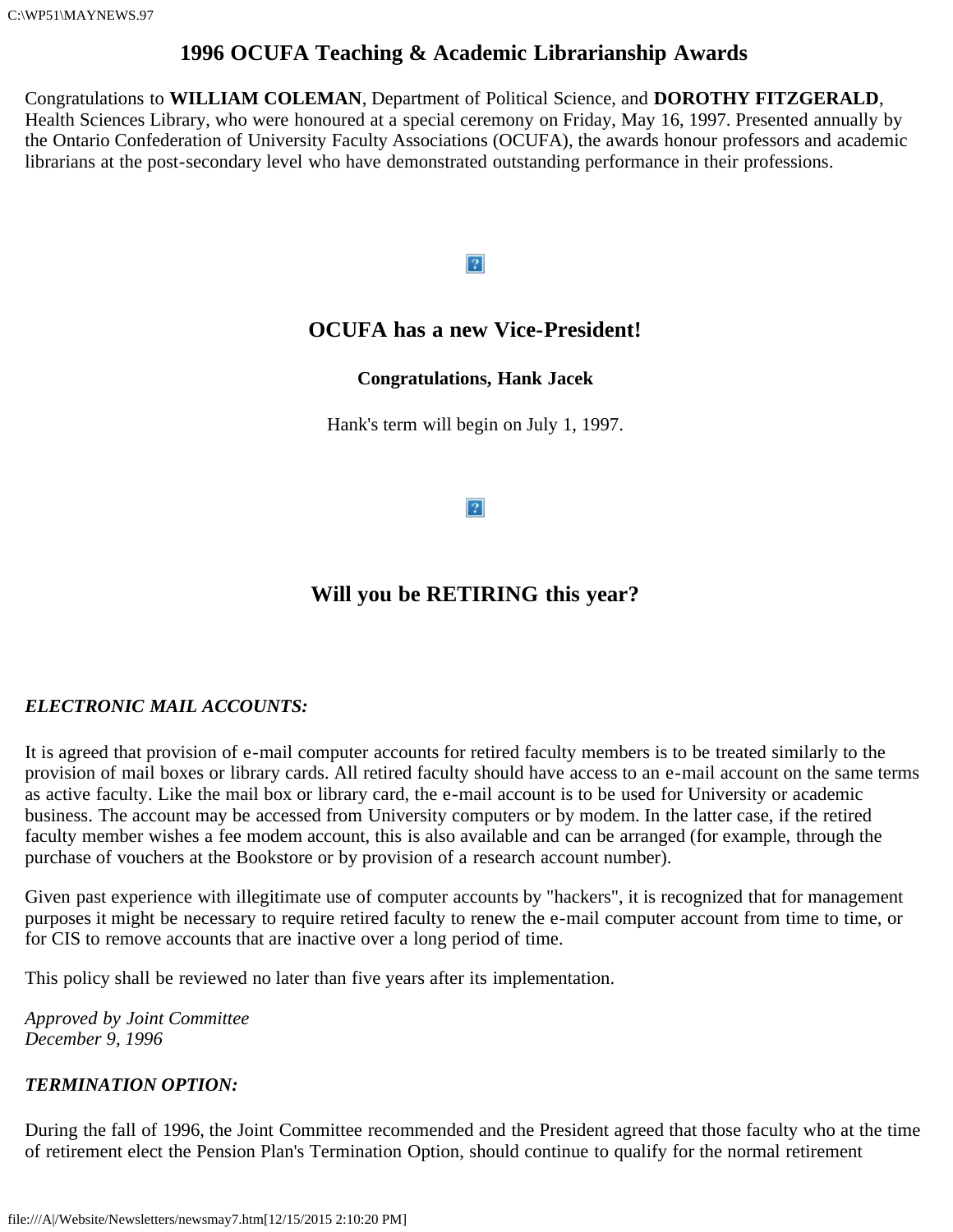## 1996 OCUFA Teaching & Academic Librarianship Awards

Congratulations to **WILLIAM COLEMAN**, Department of Political Science, and **DOROTHY FITZGERALD**, Health Sciences Library, who were honoured at a special ceremony on Friday, May 16, 1997. Presented annually by the Ontario Confederation of University Faculty Associations (OCUFA), the awards honour professors and academic librarians at the post-secondary level who have demonstrated outstanding performance in their professions.

## OCUFA has a new Vice-President!

**Congratulations, Hank Jacek**

Hank's term will begin on July 1, 1997.

## Will you be RETIRING this year?

***ELECTRONIC MAIL ACCOUNTS:***

It is agreed that provision of e-mail computer accounts for retired faculty members is to be treated similarly to the provision of mail boxes or library cards. All retired faculty should have access to an e-mail account on the same terms as active faculty. Like the mail box or library card, the e-mail account is to be used for University or academic business. The account may be accessed from University computers or by modem. In the latter case, if the retired faculty member wishes a fee modem account, this is also available and can be arranged (for example, through the purchase of vouchers at the Bookstore or by provision of a research account number).

Given past experience with illegitimate use of computer accounts by "hackers", it is recognized that for management purposes it might be necessary to require retired faculty to renew the e-mail computer account from time to time, or for CIS to remove accounts that are inactive over a long period of time.

This policy shall be reviewed no later than five years after its implementation.

*Approved by Joint Committee*
*December 9, 1996*

***TERMINATION OPTION:***

During the fall of 1996, the Joint Committee recommended and the President agreed that those faculty who at the time of retirement elect the Pension Plan's Termination Option, should continue to qualify for the normal retirement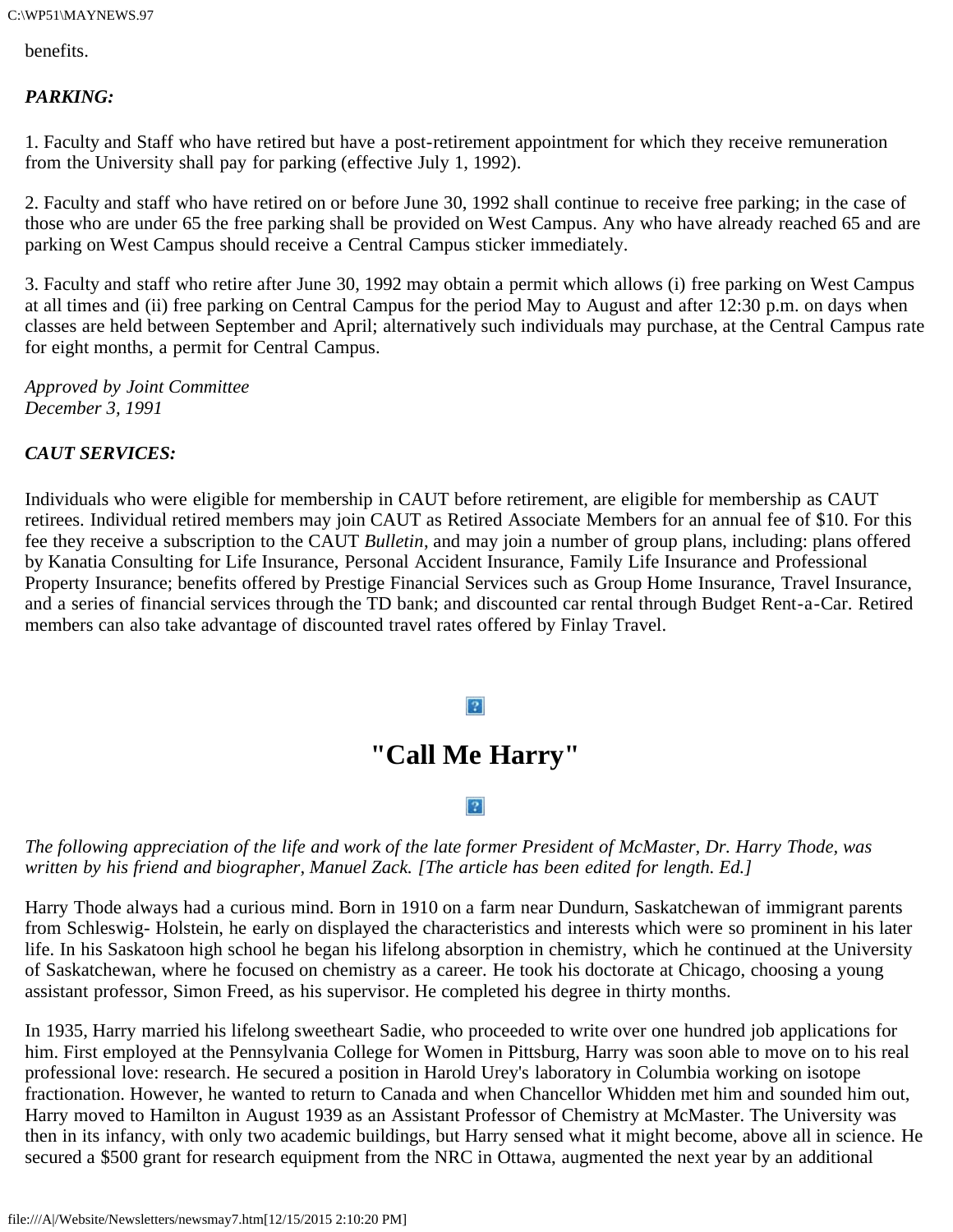benefits.

***PARKING:***

1. Faculty and Staff who have retired but have a post-retirement appointment for which they receive remuneration from the University shall pay for parking (effective July 1, 1992).

2. Faculty and staff who have retired on or before June 30, 1992 shall continue to receive free parking; in the case of those who are under 65 the free parking shall be provided on West Campus. Any who have already reached 65 and are parking on West Campus should receive a Central Campus sticker immediately.

3. Faculty and staff who retire after June 30, 1992 may obtain a permit which allows (i) free parking on West Campus at all times and (ii) free parking on Central Campus for the period May to August and after 12:30 p.m. on days when classes are held between September and April; alternatively such individuals may purchase, at the Central Campus rate for eight months, a permit for Central Campus.

*Approved by Joint Committee*
*December 3, 1991*

***CAUT SERVICES:***

Individuals who were eligible for membership in CAUT before retirement, are eligible for membership as CAUT retirees. Individual retired members may join CAUT as Retired Associate Members for an annual fee of $10. For this fee they receive a subscription to the CAUT *Bulletin,* and may join a number of group plans, including: plans offered by Kanatia Consulting for Life Insurance, Personal Accident Insurance, Family Life Insurance and Professional Property Insurance; benefits offered by Prestige Financial Services such as Group Home Insurance, Travel Insurance, and a series of financial services through the TD bank; and discounted car rental through Budget Rent-a-Car. Retired members can also take advantage of discounted travel rates offered by Finlay Travel.

# "Call Me Harry"

*The following appreciation of the life and work of the late former President of McMaster, Dr. Harry Thode, was written by his friend and biographer, Manuel Zack. [The article has been edited for length. Ed.]*

Harry Thode always had a curious mind. Born in 1910 on a farm near Dundurn, Saskatchewan of immigrant parents from Schleswig- Holstein, he early on displayed the characteristics and interests which were so prominent in his later life. In his Saskatoon high school he began his lifelong absorption in chemistry, which he continued at the University of Saskatchewan, where he focused on chemistry as a career. He took his doctorate at Chicago, choosing a young assistant professor, Simon Freed, as his supervisor. He completed his degree in thirty months.

In 1935, Harry married his lifelong sweetheart Sadie, who proceeded to write over one hundred job applications for him. First employed at the Pennsylvania College for Women in Pittsburg, Harry was soon able to move on to his real professional love: research. He secured a position in Harold Urey's laboratory in Columbia working on isotope fractionation. However, he wanted to return to Canada and when Chancellor Whidden met him and sounded him out, Harry moved to Hamilton in August 1939 as an Assistant Professor of Chemistry at McMaster. The University was then in its infancy, with only two academic buildings, but Harry sensed what it might become, above all in science. He secured a $500 grant for research equipment from the NRC in Ottawa, augmented the next year by an additional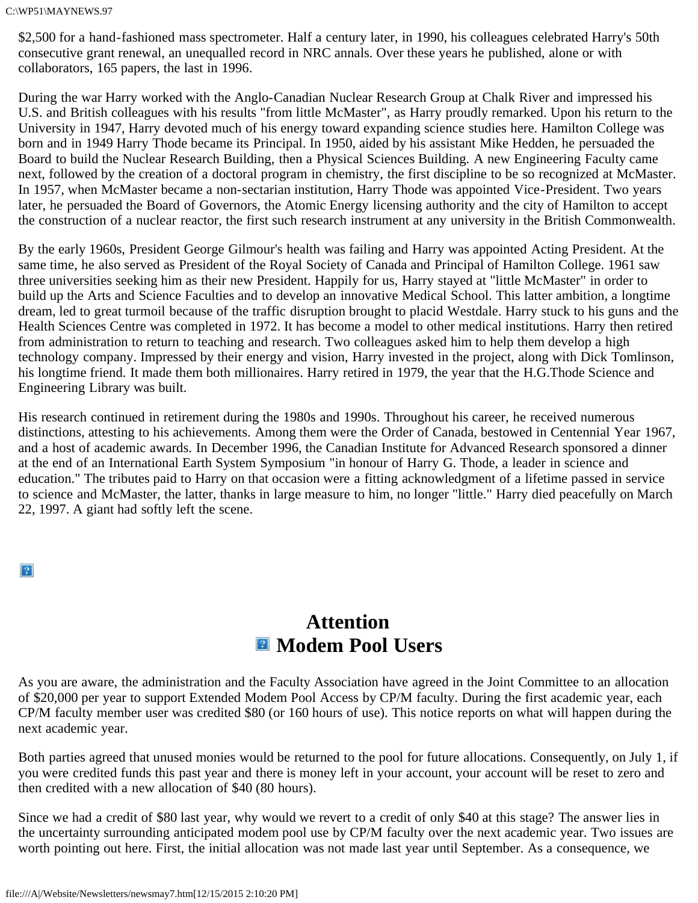$2,500 for a hand-fashioned mass spectrometer. Half a century later, in 1990, his colleagues celebrated Harry's 50th consecutive grant renewal, an unequalled record in NRC annals. Over these years he published, alone or with collaborators, 165 papers, the last in 1996.

During the war Harry worked with the Anglo-Canadian Nuclear Research Group at Chalk River and impressed his U.S. and British colleagues with his results "from little McMaster", as Harry proudly remarked. Upon his return to the University in 1947, Harry devoted much of his energy toward expanding science studies here. Hamilton College was born and in 1949 Harry Thode became its Principal. In 1950, aided by his assistant Mike Hedden, he persuaded the Board to build the Nuclear Research Building, then a Physical Sciences Building. A new Engineering Faculty came next, followed by the creation of a doctoral program in chemistry, the first discipline to be so recognized at McMaster. In 1957, when McMaster became a non-sectarian institution, Harry Thode was appointed Vice-President. Two years later, he persuaded the Board of Governors, the Atomic Energy licensing authority and the city of Hamilton to accept the construction of a nuclear reactor, the first such research instrument at any university in the British Commonwealth.

By the early 1960s, President George Gilmour's health was failing and Harry was appointed Acting President. At the same time, he also served as President of the Royal Society of Canada and Principal of Hamilton College. 1961 saw three universities seeking him as their new President. Happily for us, Harry stayed at "little McMaster" in order to build up the Arts and Science Faculties and to develop an innovative Medical School. This latter ambition, a longtime dream, led to great turmoil because of the traffic disruption brought to placid Westdale. Harry stuck to his guns and the Health Sciences Centre was completed in 1972. It has become a model to other medical institutions. Harry then retired from administration to return to teaching and research. Two colleagues asked him to help them develop a high technology company. Impressed by their energy and vision, Harry invested in the project, along with Dick Tomlinson, his longtime friend. It made them both millionaires. Harry retired in 1979, the year that the H.G.Thode Science and Engineering Library was built.

His research continued in retirement during the 1980s and 1990s. Throughout his career, he received numerous distinctions, attesting to his achievements. Among them were the Order of Canada, bestowed in Centennial Year 1967, and a host of academic awards. In December 1996, the Canadian Institute for Advanced Research sponsored a dinner at the end of an International Earth System Symposium "in honour of Harry G. Thode, a leader in science and education." The tributes paid to Harry on that occasion were a fitting acknowledgment of a lifetime passed in service to science and McMaster, the latter, thanks in large measure to him, no longer "little." Harry died peacefully on March 22, 1997. A giant had softly left the scene.

## Attention Modem Pool Users

As you are aware, the administration and the Faculty Association have agreed in the Joint Committee to an allocation of $20,000 per year to support Extended Modem Pool Access by CP/M faculty. During the first academic year, each CP/M faculty member user was credited $80 (or 160 hours of use). This notice reports on what will happen during the next academic year.

Both parties agreed that unused monies would be returned to the pool for future allocations. Consequently, on July 1, if you were credited funds this past year and there is money left in your account, your account will be reset to zero and then credited with a new allocation of $40 (80 hours).

Since we had a credit of $80 last year, why would we revert to a credit of only $40 at this stage? The answer lies in the uncertainty surrounding anticipated modem pool use by CP/M faculty over the next academic year. Two issues are worth pointing out here. First, the initial allocation was not made last year until September. As a consequence, we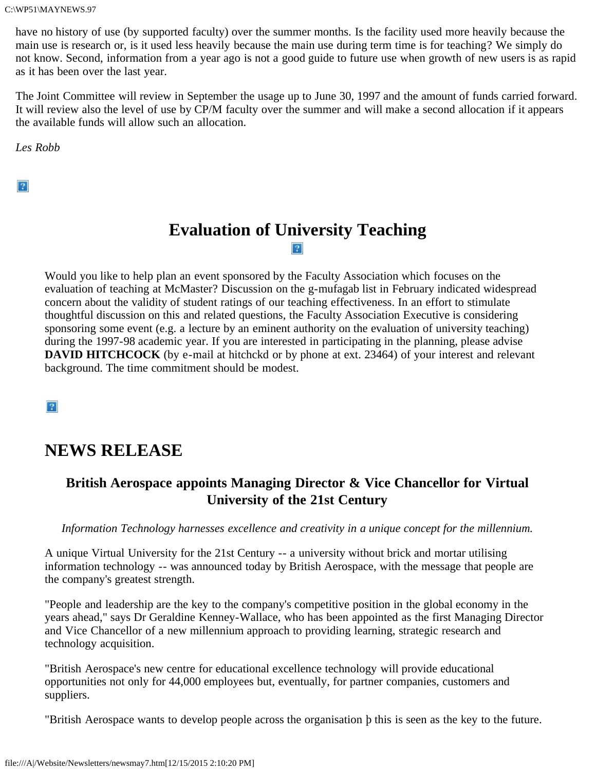have no history of use (by supported faculty) over the summer months. Is the facility used more heavily because the main use is research or, is it used less heavily because the main use during term time is for teaching? We simply do not know. Second, information from a year ago is not a good guide to future use when growth of new users is as rapid as it has been over the last year.

The Joint Committee will review in September the usage up to June 30, 1997 and the amount of funds carried forward. It will review also the level of use by CP/M faculty over the summer and will make a second allocation if it appears the available funds will allow such an allocation.

*Les Robb*

# Evaluation of University Teaching

Would you like to help plan an event sponsored by the Faculty Association which focuses on the evaluation of teaching at McMaster? Discussion on the g-mufagab list in February indicated widespread concern about the validity of student ratings of our teaching effectiveness. In an effort to stimulate thoughtful discussion on this and related questions, the Faculty Association Executive is considering sponsoring some event (e.g. a lecture by an eminent authority on the evaluation of university teaching) during the 1997-98 academic year. If you are interested in participating in the planning, please advise **DAVID HITCHCOCK** (by e-mail at hitchckd or by phone at ext. 23464) of your interest and relevant background. The time commitment should be modest.

# NEWS RELEASE

### British Aerospace appoints Managing Director & Vice Chancellor for Virtual University of the 21st Century

*Information Technology harnesses excellence and creativity in a unique concept for the millennium.*

A unique Virtual University for the 21st Century -- a university without brick and mortar utilising information technology -- was announced today by British Aerospace, with the message that people are the company's greatest strength.

"People and leadership are the key to the company's competitive position in the global economy in the years ahead," says Dr Geraldine Kenney-Wallace, who has been appointed as the first Managing Director and Vice Chancellor of a new millennium approach to providing learning, strategic research and technology acquisition.

"British Aerospace's new centre for educational excellence technology will provide educational opportunities not only for 44,000 employees but, eventually, for partner companies, customers and suppliers.

"British Aerospace wants to develop people across the organisation þ this is seen as the key to the future.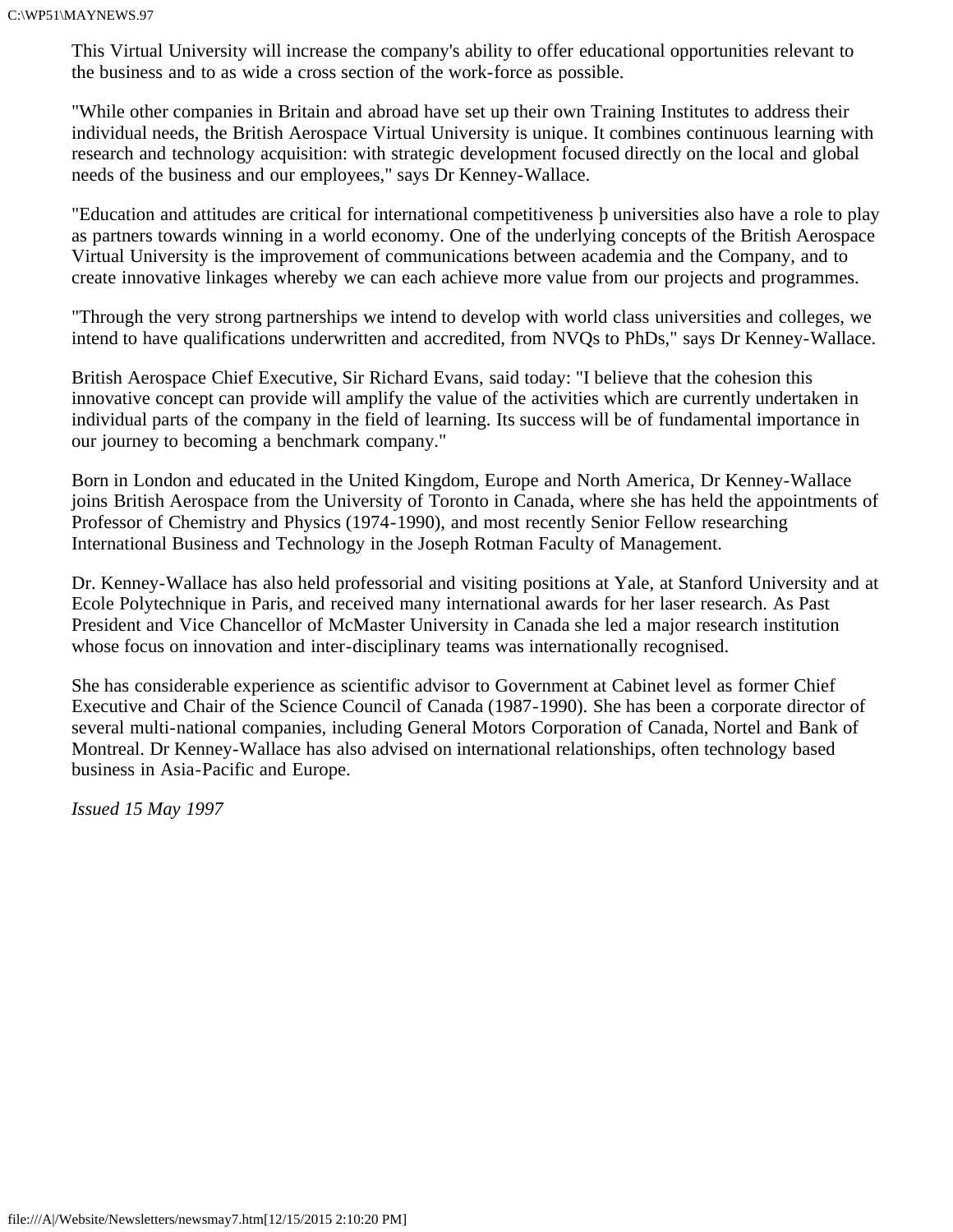This Virtual University will increase the company's ability to offer educational opportunities relevant to the business and to as wide a cross section of the work-force as possible.

"While other companies in Britain and abroad have set up their own Training Institutes to address their individual needs, the British Aerospace Virtual University is unique. It combines continuous learning with research and technology acquisition: with strategic development focused directly on the local and global needs of the business and our employees," says Dr Kenney-Wallace.

"Education and attitudes are critical for international competitiveness þ universities also have a role to play as partners towards winning in a world economy. One of the underlying concepts of the British Aerospace Virtual University is the improvement of communications between academia and the Company, and to create innovative linkages whereby we can each achieve more value from our projects and programmes.

"Through the very strong partnerships we intend to develop with world class universities and colleges, we intend to have qualifications underwritten and accredited, from NVQs to PhDs," says Dr Kenney-Wallace.

British Aerospace Chief Executive, Sir Richard Evans, said today: "I believe that the cohesion this innovative concept can provide will amplify the value of the activities which are currently undertaken in individual parts of the company in the field of learning. Its success will be of fundamental importance in our journey to becoming a benchmark company."

Born in London and educated in the United Kingdom, Europe and North America, Dr Kenney-Wallace joins British Aerospace from the University of Toronto in Canada, where she has held the appointments of Professor of Chemistry and Physics (1974-1990), and most recently Senior Fellow researching International Business and Technology in the Joseph Rotman Faculty of Management.

Dr. Kenney-Wallace has also held professorial and visiting positions at Yale, at Stanford University and at Ecole Polytechnique in Paris, and received many international awards for her laser research. As Past President and Vice Chancellor of McMaster University in Canada she led a major research institution whose focus on innovation and inter-disciplinary teams was internationally recognised.

She has considerable experience as scientific advisor to Government at Cabinet level as former Chief Executive and Chair of the Science Council of Canada (1987-1990). She has been a corporate director of several multi-national companies, including General Motors Corporation of Canada, Nortel and Bank of Montreal. Dr Kenney-Wallace has also advised on international relationships, often technology based business in Asia-Pacific and Europe.

*Issued 15 May 1997*